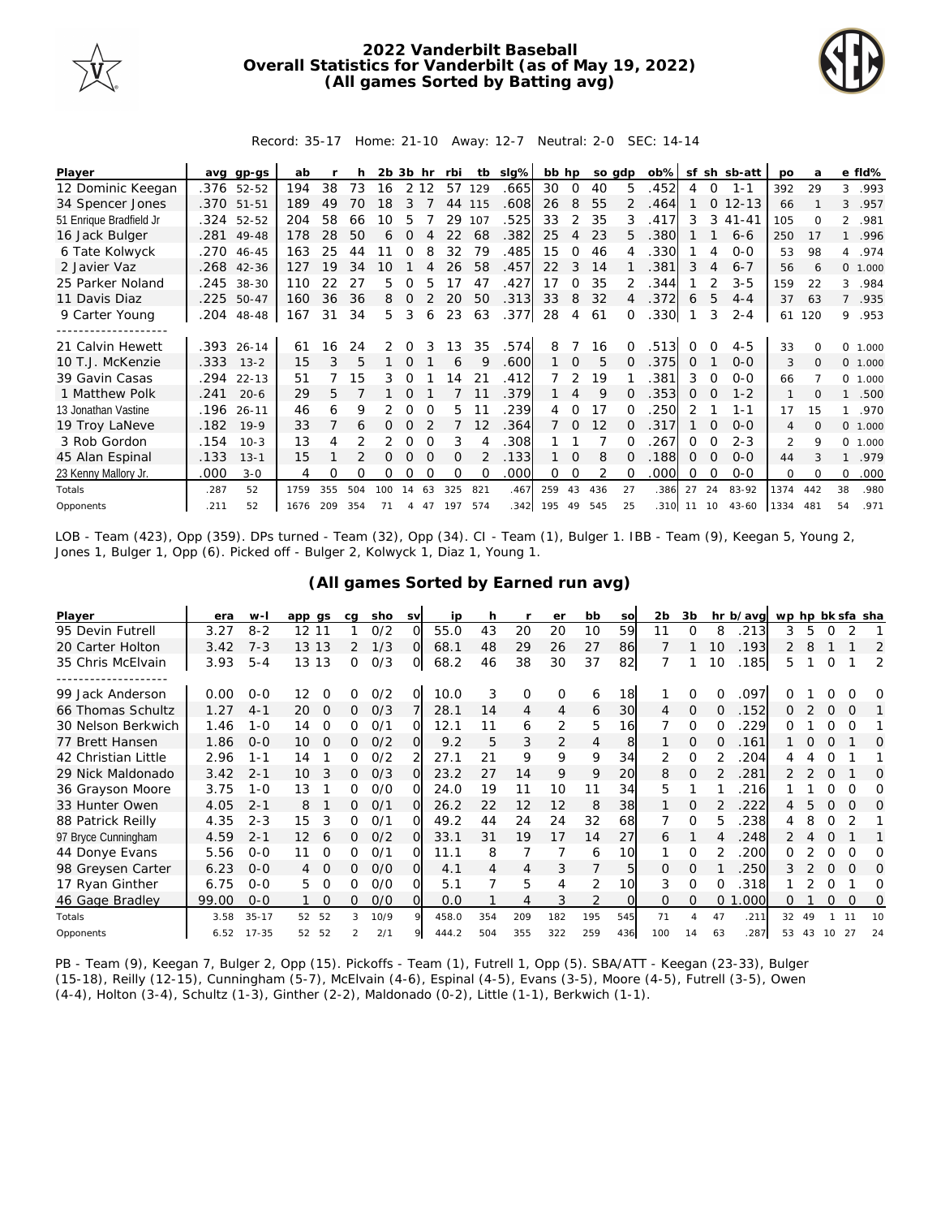# 2022 Vanderbilt Baseball
## Overall Statistics for Vanderbilt (as of May 19, 2022)
### (All games Sorted by Batting avg)

Record: 35-17 Home: 21-10 Away: 12-7 Neutral: 2-0 SEC: 14-14

| Player | avg | gp-gs | ab | r | h | 2b | 3b | hr | rbi | tb | slg% | bb | hp | so | gdp | ob% | sf | sh | sb-att | po | a | e | fld% |
|---|---|---|---|---|---|---|---|---|---|---|---|---|---|---|---|---|---|---|---|---|---|---|---|
| 12 Dominic Keegan | .376 | 52-52 | 194 | 38 | 73 | 16 | 2 | 12 | 57 | 129 | .665 | 30 | 0 | 40 | 5 | .452 | 4 | 0 | 1-1 | 392 | 29 | 3 | .993 |
| 34 Spencer Jones | .370 | 51-51 | 189 | 49 | 70 | 18 | 3 | 7 | 44 | 115 | .608 | 26 | 8 | 55 | 2 | .464 | 1 | 0 | 12-13 | 66 | 1 | 3 | .957 |
| 51 Enrique Bradfield Jr | .324 | 52-52 | 204 | 58 | 66 | 10 | 5 | 7 | 29 | 107 | .525 | 33 | 2 | 35 | 3 | .417 | 3 | 3 | 41-41 | 105 | 0 | 2 | .981 |
| 16 Jack Bulger | .281 | 49-48 | 178 | 28 | 50 | 6 | 0 | 4 | 22 | 68 | .382 | 25 | 4 | 23 | 5 | .380 | 1 | 1 | 6-6 | 250 | 17 | 1 | .996 |
| 6 Tate Kolwyck | .270 | 46-45 | 163 | 25 | 44 | 11 | 0 | 8 | 32 | 79 | .485 | 15 | 0 | 46 | 4 | .330 | 1 | 4 | 0-0 | 53 | 98 | 4 | .974 |
| 2 Javier Vaz | .268 | 42-36 | 127 | 19 | 34 | 10 | 1 | 4 | 26 | 58 | .457 | 22 | 3 | 14 | 1 | .381 | 3 | 4 | 6-7 | 56 | 6 | 0 | 1.000 |
| 25 Parker Noland | .245 | 38-30 | 110 | 22 | 27 | 5 | 0 | 5 | 17 | 47 | .427 | 17 | 0 | 35 | 2 | .344 | 1 | 2 | 3-5 | 159 | 22 | 3 | .984 |
| 11 Davis Diaz | .225 | 50-47 | 160 | 36 | 36 | 8 | 0 | 2 | 20 | 50 | .313 | 33 | 8 | 32 | 4 | .372 | 6 | 5 | 4-4 | 37 | 63 | 7 | .935 |
| 9 Carter Young | .204 | 48-48 | 167 | 31 | 34 | 5 | 3 | 6 | 23 | 63 | .377 | 28 | 4 | 61 | 0 | .330 | 1 | 3 | 2-4 | 61 | 120 | 9 | .953 |
| 21 Calvin Hewett | .393 | 26-14 | 61 | 16 | 24 | 2 | 0 | 3 | 13 | 35 | .574 | 8 | 7 | 16 | 0 | .513 | 0 | 0 | 4-5 | 33 | 0 | 0 | 1.000 |
| 10 T.J. McKenzie | .333 | 13-2 | 15 | 3 | 5 | 1 | 0 | 1 | 6 | 9 | .600 | 1 | 0 | 5 | 0 | .375 | 0 | 1 | 0-0 | 3 | 0 | 0 | 1.000 |
| 39 Gavin Casas | .294 | 22-13 | 51 | 7 | 15 | 3 | 0 | 1 | 14 | 21 | .412 | 7 | 2 | 19 | 1 | .381 | 3 | 0 | 0-0 | 66 | 7 | 0 | 1.000 |
| 1 Matthew Polk | .241 | 20-6 | 29 | 5 | 7 | 1 | 0 | 1 | 7 | 11 | .379 | 1 | 4 | 9 | 0 | .353 | 0 | 0 | 1-2 | 1 | 0 | 1 | .500 |
| 13 Jonathan Vastine | .196 | 26-11 | 46 | 6 | 9 | 2 | 0 | 0 | 5 | 11 | .239 | 4 | 0 | 17 | 0 | .250 | 2 | 1 | 1-1 | 17 | 15 | 1 | .970 |
| 19 Troy LaNeve | .182 | 19-9 | 33 | 7 | 6 | 0 | 0 | 2 | 7 | 12 | .364 | 7 | 0 | 12 | 0 | .317 | 1 | 0 | 0-0 | 4 | 0 | 0 | 1.000 |
| 3 Rob Gordon | .154 | 10-3 | 13 | 4 | 2 | 2 | 0 | 0 | 3 | 4 | .308 | 1 | 1 | 7 | 0 | .267 | 0 | 0 | 2-3 | 2 | 9 | 0 | 1.000 |
| 45 Alan Espinal | .133 | 13-1 | 15 | 1 | 2 | 0 | 0 | 0 | 0 | 2 | .133 | 1 | 0 | 8 | 0 | .188 | 0 | 0 | 0-0 | 44 | 3 | 1 | .979 |
| 23 Kenny Mallory Jr. | .000 | 3-0 | 4 | 0 | 0 | 0 | 0 | 0 | 0 | 0 | .000 | 0 | 0 | 2 | 0 | .000 | 0 | 0 | 0-0 | 0 | 0 | 0 | .000 |
| Totals | .287 | 52 | 1759 | 355 | 504 | 100 | 14 | 63 | 325 | 821 | .467 | 259 | 43 | 436 | 27 | .386 | 27 | 24 | 83-92 | 1374 | 442 | 38 | .980 |
| Opponents | .211 | 52 | 1676 | 209 | 354 | 71 | 4 | 47 | 197 | 574 | .342 | 195 | 49 | 545 | 25 | .310 | 11 | 10 | 43-60 | 1334 | 481 | 54 | .971 |

LOB - Team (423), Opp (359). DPs turned - Team (32), Opp (34). CI - Team (1), Bulger 1. IBB - Team (9), Keegan 5, Young 2, Jones 1, Bulger 1, Opp (6). Picked off - Bulger 2, Kolwyck 1, Diaz 1, Young 1.

## (All games Sorted by Earned run avg)

| Player | era | w-l | app | gs | cg | sho | sv | ip | h | r | er | bb | so | 2b | 3b | hr | b/avg | wp | hp | bk | sfa | sha |
|---|---|---|---|---|---|---|---|---|---|---|---|---|---|---|---|---|---|---|---|---|---|---|
| 95 Devin Futrell | 3.27 | 8-2 | 12 | 11 | 1 | 0/2 | 0 | 55.0 | 43 | 20 | 20 | 10 | 59 | 11 | 0 | 8 | .213 | 3 | 5 | 0 | 2 | 1 |
| 20 Carter Holton | 3.42 | 7-3 | 13 | 13 | 2 | 1/3 | 0 | 68.1 | 48 | 29 | 26 | 27 | 86 | 7 | 1 | 10 | .193 | 2 | 8 | 1 | 1 | 2 |
| 35 Chris McElvain | 3.93 | 5-4 | 13 | 13 | 0 | 0/3 | 0 | 68.2 | 46 | 38 | 30 | 37 | 82 | 7 | 1 | 10 | .185 | 5 | 1 | 0 | 1 | 2 |
| 99 Jack Anderson | 0.00 | 0-0 | 12 | 0 | 0 | 0/2 | 0 | 10.0 | 3 | 0 | 0 | 6 | 18 | 1 | 0 | 0 | .097 | 0 | 1 | 0 | 0 | 0 |
| 66 Thomas Schultz | 1.27 | 4-1 | 20 | 0 | 0 | 0/3 | 7 | 28.1 | 14 | 4 | 4 | 6 | 30 | 4 | 0 | 0 | .152 | 0 | 2 | 0 | 0 | 1 |
| 30 Nelson Berkwich | 1.46 | 1-0 | 14 | 0 | 0 | 0/1 | 0 | 12.1 | 11 | 6 | 2 | 5 | 16 | 7 | 0 | 0 | .229 | 0 | 1 | 0 | 0 | 1 |
| 77 Brett Hansen | 1.86 | 0-0 | 10 | 0 | 0 | 0/2 | 0 | 9.2 | 5 | 3 | 2 | 4 | 8 | 1 | 0 | 0 | .161 | 1 | 0 | 0 | 1 | 0 |
| 42 Christian Little | 2.96 | 1-1 | 14 | 1 | 0 | 0/2 | 2 | 27.1 | 21 | 9 | 9 | 9 | 34 | 2 | 0 | 2 | .204 | 4 | 4 | 0 | 1 | 1 |
| 29 Nick Maldonado | 3.42 | 2-1 | 10 | 3 | 0 | 0/3 | 0 | 23.2 | 27 | 14 | 9 | 9 | 20 | 8 | 0 | 2 | .281 | 2 | 2 | 0 | 1 | 0 |
| 36 Grayson Moore | 3.75 | 1-0 | 13 | 1 | 0 | 0/0 | 0 | 24.0 | 19 | 11 | 10 | 11 | 34 | 5 | 1 | 1 | .216 | 1 | 1 | 0 | 0 | 0 |
| 33 Hunter Owen | 4.05 | 2-1 | 8 | 1 | 0 | 0/1 | 0 | 26.2 | 22 | 12 | 12 | 8 | 38 | 1 | 0 | 2 | .222 | 4 | 5 | 0 | 0 | 0 |
| 88 Patrick Reilly | 4.35 | 2-3 | 15 | 3 | 0 | 0/1 | 0 | 49.2 | 44 | 24 | 24 | 32 | 68 | 7 | 0 | 5 | .238 | 4 | 8 | 0 | 2 | 1 |
| 97 Bryce Cunningham | 4.59 | 2-1 | 12 | 6 | 0 | 0/2 | 0 | 33.1 | 31 | 19 | 17 | 14 | 27 | 6 | 1 | 4 | .248 | 2 | 4 | 0 | 1 | 1 |
| 44 Donye Evans | 5.56 | 0-0 | 11 | 0 | 0 | 0/1 | 0 | 11.1 | 8 | 7 | 7 | 6 | 10 | 1 | 0 | 2 | .200 | 0 | 2 | 0 | 0 | 0 |
| 98 Greysen Carter | 6.23 | 0-0 | 4 | 0 | 0 | 0/0 | 0 | 4.1 | 4 | 4 | 3 | 7 | 5 | 0 | 0 | 1 | .250 | 3 | 2 | 0 | 0 | 0 |
| 17 Ryan Ginther | 6.75 | 0-0 | 5 | 0 | 0 | 0/0 | 0 | 5.1 | 7 | 5 | 4 | 2 | 10 | 3 | 0 | 0 | .318 | 1 | 2 | 0 | 1 | 0 |
| 46 Gage Bradley | 99.00 | 0-0 | 1 | 0 | 0 | 0/0 | 0 | 0.0 | 1 | 4 | 3 | 2 | 0 | 0 | 0 | 0 | 1.000 | 0 | 1 | 0 | 0 | 0 |
| Totals | 3.58 | 35-17 | 52 | 52 | 3 | 10/9 | 9 | 458.0 | 354 | 209 | 182 | 195 | 545 | 71 | 4 | 47 | .211 | 32 | 49 | 1 | 11 | 10 |
| Opponents | 6.52 | 17-35 | 52 | 52 | 2 | 2/1 | 9 | 444.2 | 504 | 355 | 322 | 259 | 436 | 100 | 14 | 63 | .287 | 53 | 43 | 10 | 27 | 24 |

PB - Team (9), Keegan 7, Bulger 2, Opp (15). Pickoffs - Team (1), Futrell 1, Opp (5). SBA/ATT - Keegan (23-33), Bulger (15-18), Reilly (12-15), Cunningham (5-7), McElvain (4-6), Espinal (4-5), Evans (3-5), Moore (4-5), Futrell (3-5), Owen (4-4), Holton (3-4), Schultz (1-3), Ginther (2-2), Maldonado (0-2), Little (1-1), Berkwich (1-1).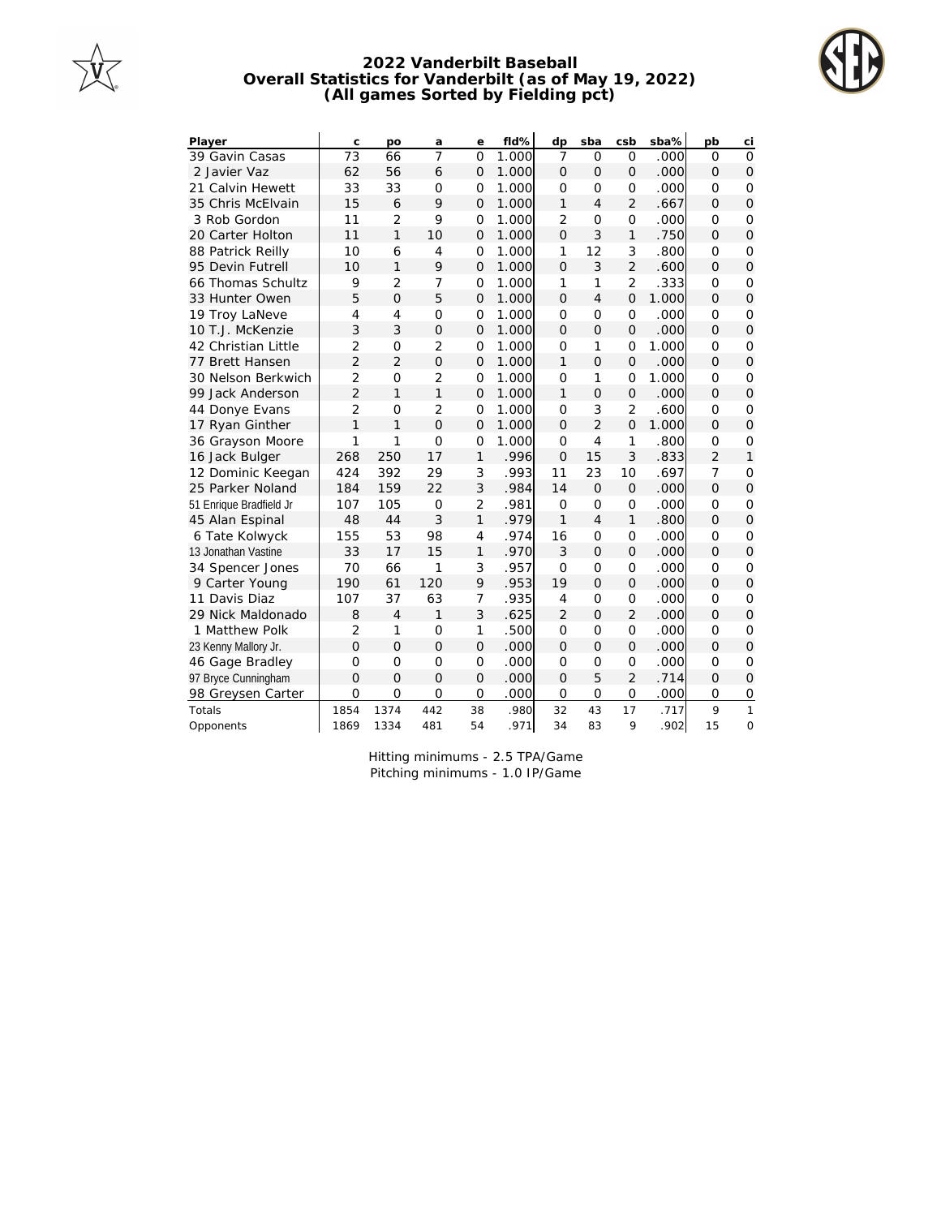# 2022 Vanderbilt Baseball
## Overall Statistics for Vanderbilt (as of May 19, 2022)
### (All games Sorted by Fielding pct)

| Player | c | po | a | e | fld% | dp | sba | csb | sba% | pb | ci |
|---|---|---|---|---|---|---|---|---|---|---|---|
| 39 Gavin Casas | 73 | 66 | 7 | 0 | 1.000 | 7 | 0 | 0 | .000 | 0 | 0 |
| 2 Javier Vaz | 62 | 56 | 6 | 0 | 1.000 | 0 | 0 | 0 | .000 | 0 | 0 |
| 21 Calvin Hewett | 33 | 33 | 0 | 0 | 1.000 | 0 | 0 | 0 | .000 | 0 | 0 |
| 35 Chris McElvain | 15 | 6 | 9 | 0 | 1.000 | 1 | 4 | 2 | .667 | 0 | 0 |
| 3 Rob Gordon | 11 | 2 | 9 | 0 | 1.000 | 2 | 0 | 0 | .000 | 0 | 0 |
| 20 Carter Holton | 11 | 1 | 10 | 0 | 1.000 | 0 | 3 | 1 | .750 | 0 | 0 |
| 88 Patrick Reilly | 10 | 6 | 4 | 0 | 1.000 | 1 | 12 | 3 | .800 | 0 | 0 |
| 95 Devin Futrell | 10 | 1 | 9 | 0 | 1.000 | 0 | 3 | 2 | .600 | 0 | 0 |
| 66 Thomas Schultz | 9 | 2 | 7 | 0 | 1.000 | 1 | 1 | 2 | .333 | 0 | 0 |
| 33 Hunter Owen | 5 | 0 | 5 | 0 | 1.000 | 0 | 4 | 0 | 1.000 | 0 | 0 |
| 19 Troy LaNeve | 4 | 4 | 0 | 0 | 1.000 | 0 | 0 | 0 | .000 | 0 | 0 |
| 10 T.J. McKenzie | 3 | 3 | 0 | 0 | 1.000 | 0 | 0 | 0 | .000 | 0 | 0 |
| 42 Christian Little | 2 | 0 | 2 | 0 | 1.000 | 0 | 1 | 0 | 1.000 | 0 | 0 |
| 77 Brett Hansen | 2 | 2 | 0 | 0 | 1.000 | 1 | 0 | 0 | .000 | 0 | 0 |
| 30 Nelson Berkwich | 2 | 0 | 2 | 0 | 1.000 | 0 | 1 | 0 | 1.000 | 0 | 0 |
| 99 Jack Anderson | 2 | 1 | 1 | 0 | 1.000 | 1 | 0 | 0 | .000 | 0 | 0 |
| 44 Donye Evans | 2 | 0 | 2 | 0 | 1.000 | 0 | 3 | 2 | .600 | 0 | 0 |
| 17 Ryan Ginther | 1 | 1 | 0 | 0 | 1.000 | 0 | 2 | 0 | 1.000 | 0 | 0 |
| 36 Grayson Moore | 1 | 1 | 0 | 0 | 1.000 | 0 | 4 | 1 | .800 | 0 | 0 |
| 16 Jack Bulger | 268 | 250 | 17 | 1 | .996 | 0 | 15 | 3 | .833 | 2 | 1 |
| 12 Dominic Keegan | 424 | 392 | 29 | 3 | .993 | 11 | 23 | 10 | .697 | 7 | 0 |
| 25 Parker Noland | 184 | 159 | 22 | 3 | .984 | 14 | 0 | 0 | .000 | 0 | 0 |
| 51 Enrique Bradfield Jr | 107 | 105 | 0 | 2 | .981 | 0 | 0 | 0 | .000 | 0 | 0 |
| 45 Alan Espinal | 48 | 44 | 3 | 1 | .979 | 1 | 4 | 1 | .800 | 0 | 0 |
| 6 Tate Kolwyck | 155 | 53 | 98 | 4 | .974 | 16 | 0 | 0 | .000 | 0 | 0 |
| 13 Jonathan Vastine | 33 | 17 | 15 | 1 | .970 | 3 | 0 | 0 | .000 | 0 | 0 |
| 34 Spencer Jones | 70 | 66 | 1 | 3 | .957 | 0 | 0 | 0 | .000 | 0 | 0 |
| 9 Carter Young | 190 | 61 | 120 | 9 | .953 | 19 | 0 | 0 | .000 | 0 | 0 |
| 11 Davis Diaz | 107 | 37 | 63 | 7 | .935 | 4 | 0 | 0 | .000 | 0 | 0 |
| 29 Nick Maldonado | 8 | 4 | 1 | 3 | .625 | 2 | 0 | 2 | .000 | 0 | 0 |
| 1 Matthew Polk | 2 | 1 | 0 | 1 | .500 | 0 | 0 | 0 | .000 | 0 | 0 |
| 23 Kenny Mallory Jr. | 0 | 0 | 0 | 0 | .000 | 0 | 0 | 0 | .000 | 0 | 0 |
| 46 Gage Bradley | 0 | 0 | 0 | 0 | .000 | 0 | 0 | 0 | .000 | 0 | 0 |
| 97 Bryce Cunningham | 0 | 0 | 0 | 0 | .000 | 0 | 5 | 2 | .714 | 0 | 0 |
| 98 Greysen Carter | 0 | 0 | 0 | 0 | .000 | 0 | 0 | 0 | .000 | 0 | 0 |
| Totals | 1854 | 1374 | 442 | 38 | .980 | 32 | 43 | 17 | .717 | 9 | 1 |
| Opponents | 1869 | 1334 | 481 | 54 | .971 | 34 | 83 | 9 | .902 | 15 | 0 |

Hitting minimums - 2.5 TPA/Game
Pitching minimums - 1.0 IP/Game